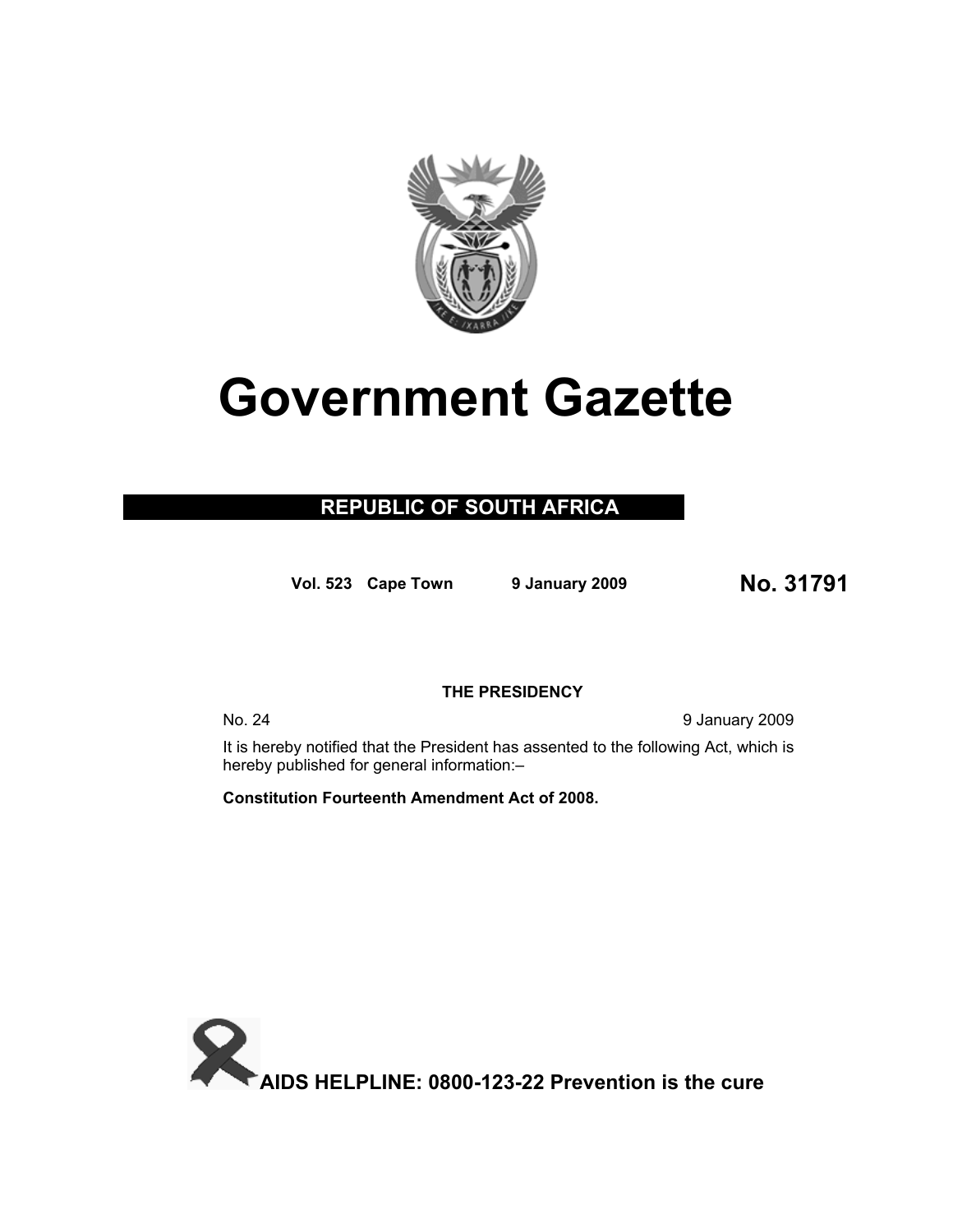# Government Gazette

## REPUBLIC OF SOUTH AFRICA

**Vol. 523 Cape Town 9 January 2009** **No. 31791**

**THE PRESIDENCY**

No. 24 9 January 2009

It is hereby notified that the President has assented to the following Act, which is hereby published for general information:–

**Constitution Fourteenth Amendment Act of 2008.**

**AIDS HELPLINE: 0800-123-22 Prevention is the cure**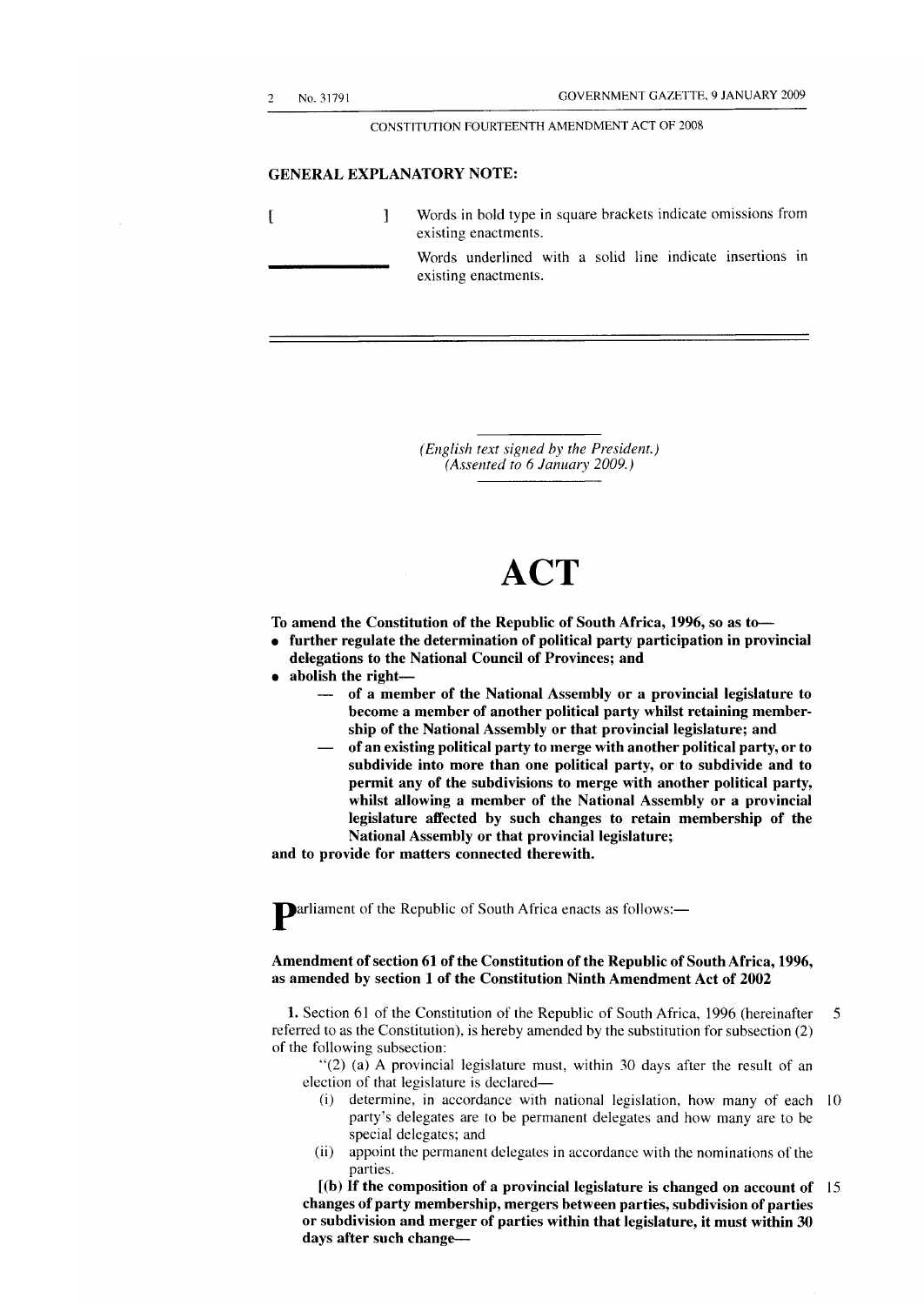CONSTITUTION FOURTEENTH AMENDMENT ACT OF 2008

**GENERAL EXPLANATORY NOTE:**

**[ ]** Words in bold type in square brackets indicate omissions from existing enactments.

\_\_\_\_\_\_\_\_ Words underlined with a solid line indicate insertions in existing enactments.

*(English text signed by the President.)*
*(Assented to 6 January 2009.)*

# ACT

**To amend the Constitution of the Republic of South Africa, 1996, so as to—**

- **further regulate the determination of political party participation in provincial delegations to the National Council of Provinces; and**
- **abolish the right—**
  - **of a member of the National Assembly or a provincial legislature to become a member of another political party whilst retaining membership of the National Assembly or that provincial legislature; and**
  - **of an existing political party to merge with another political party, or to subdivide into more than one political party, or to subdivide and to permit any of the subdivisions to merge with another political party, whilst allowing a member of the National Assembly or a provincial legislature affected by such changes to retain membership of the National Assembly or that provincial legislature;**

**and to provide for matters connected therewith.**

Parliament of the Republic of South Africa enacts as follows:—

### Amendment of section 61 of the Constitution of the Republic of South Africa, 1996, as amended by section 1 of the Constitution Ninth Amendment Act of 2002

**1.** Section 61 of the Constitution of the Republic of South Africa, 1996 (hereinafter referred to as the Constitution), is hereby amended by the substitution for subsection (2) of the following subsection:

"(2) (a) A provincial legislature must, within 30 days after the result of an election of that legislature is declared—

(i) determine, in accordance with national legislation, how many of each party's delegates are to be permanent delegates and how many are to be special delegates; and

(ii) appoint the permanent delegates in accordance with the nominations of the parties.

**[(b) If the composition of a provincial legislature is changed on account of changes of party membership, mergers between parties, subdivision of parties or subdivision and merger of parties within that legislature, it must within 30 days after such change—**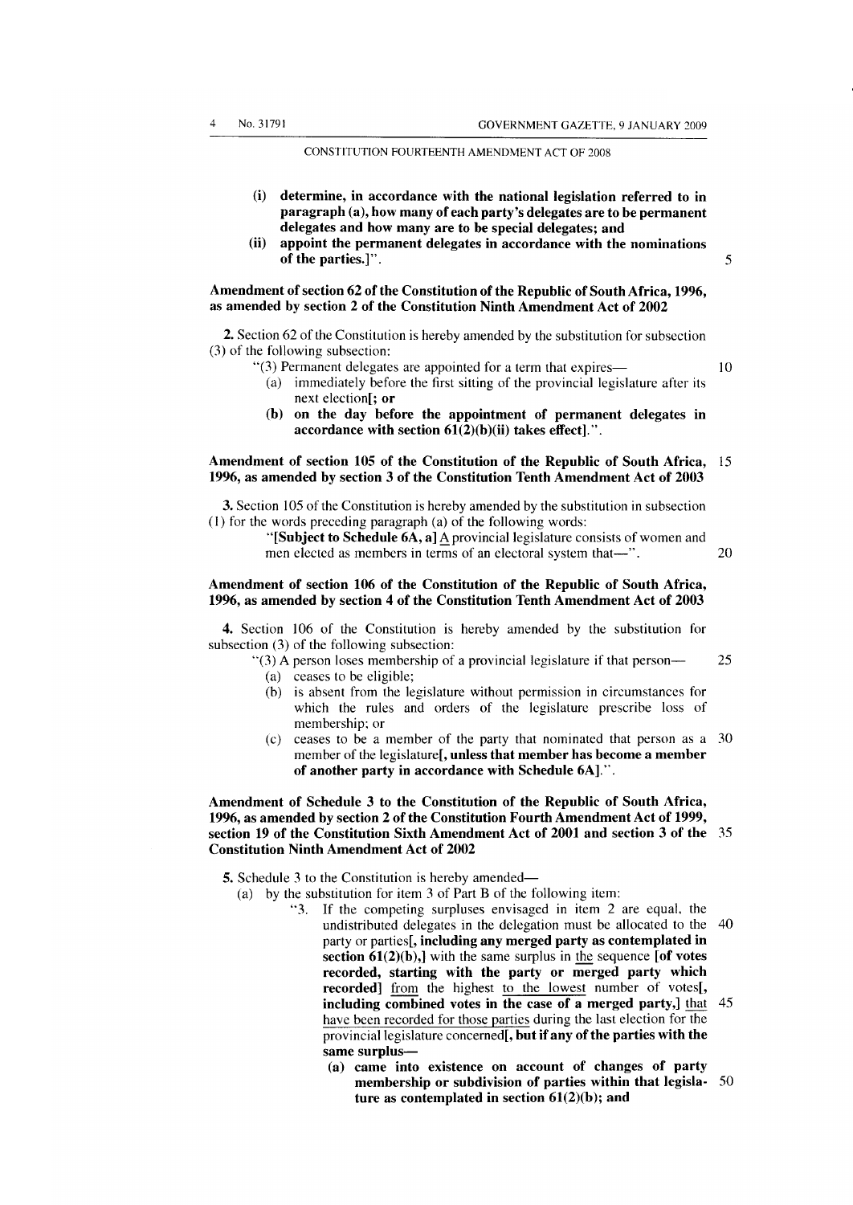(i) **determine, in accordance with the national legislation referred to in paragraph (a), how many of each party's delegates are to be permanent delegates and how many are to be special delegates; and**

(ii) **appoint the permanent delegates in accordance with the nominations of the parties.]**".

### Amendment of section 62 of the Constitution of the Republic of South Africa, 1996, as amended by section 2 of the Constitution Ninth Amendment Act of 2002

**2.** Section 62 of the Constitution is hereby amended by the substitution for subsection (3) of the following subsection:

"(3) Permanent delegates are appointed for a term that expires—

(a) immediately before the first sitting of the provincial legislature after its next election**[; or**

**(b) on the day before the appointment of permanent delegates in accordance with section 61(2)(b)(ii) takes effect]**.".

### Amendment of section 105 of the Constitution of the Republic of South Africa, 1996, as amended by section 3 of the Constitution Tenth Amendment Act of 2003

**3.** Section 105 of the Constitution is hereby amended by the substitution in subsection (1) for the words preceding paragraph (a) of the following words:

"**[Subject to Schedule 6A, a]** A provincial legislature consists of women and men elected as members in terms of an electoral system that—".

### Amendment of section 106 of the Constitution of the Republic of South Africa, 1996, as amended by section 4 of the Constitution Tenth Amendment Act of 2003

**4.** Section 106 of the Constitution is hereby amended by the substitution for subsection (3) of the following subsection:

"(3) A person loses membership of a provincial legislature if that person—

(a) ceases to be eligible;

(b) is absent from the legislature without permission in circumstances for which the rules and orders of the legislature prescribe loss of membership; or

(c) ceases to be a member of the party that nominated that person as a member of the legislature**[, unless that member has become a member of another party in accordance with Schedule 6A]**.".

### Amendment of Schedule 3 to the Constitution of the Republic of South Africa, 1996, as amended by section 2 of the Constitution Fourth Amendment Act of 1999, section 19 of the Constitution Sixth Amendment Act of 2001 and section 3 of the Constitution Ninth Amendment Act of 2002

**5.** Schedule 3 to the Constitution is hereby amended—

(a) by the substitution for item 3 of Part B of the following item:

"3. If the competing surpluses envisaged in item 2 are equal, the undistributed delegates in the delegation must be allocated to the party or parties**[, including any merged party as contemplated in section 61(2)(b),]** with the same surplus in the sequence **[of votes recorded, starting with the party or merged party which recorded]** from the highest to the lowest number of votes**[, including combined votes in the case of a merged party,]** that have been recorded for those parties during the last election for the provincial legislature concerned**[, but if any of the parties with the same surplus—**

**(a) came into existence on account of changes of party membership or subdivision of parties within that legislature as contemplated in section 61(2)(b); and**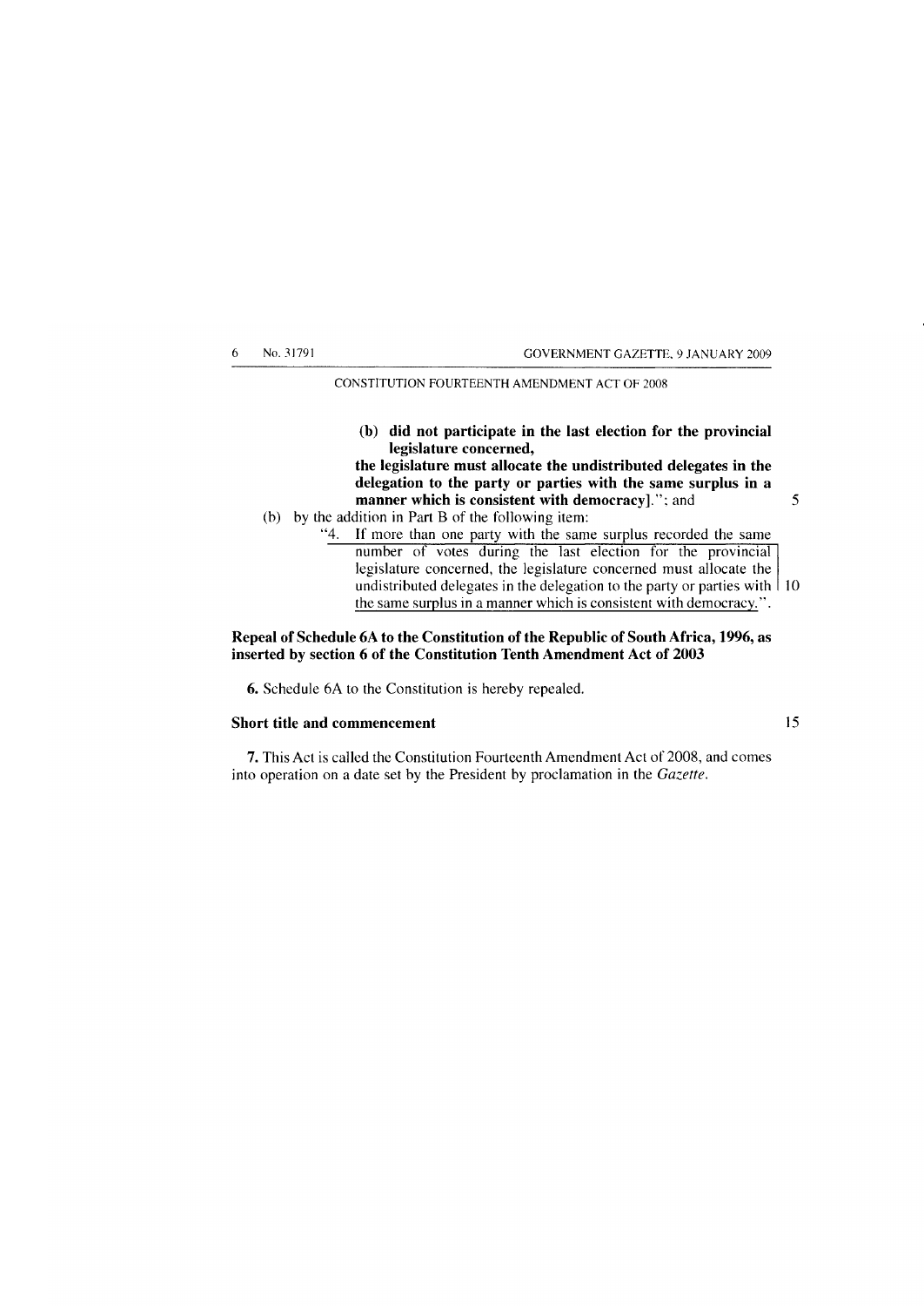**(b) did not participate in the last election for the provincial legislature concerned,**

**the legislature must allocate the undistributed delegates in the delegation to the party or parties with the same surplus in a manner which is consistent with democracy].**"; and

(b) by the addition in Part B of the following item:

"4. If more than one party with the same surplus recorded the same number of votes during the last election for the provincial legislature concerned, the legislature concerned must allocate the undistributed delegates in the delegation to the party or parties with the same surplus in a manner which is consistent with democracy.".

**Repeal of Schedule 6A to the Constitution of the Republic of South Africa, 1996, as inserted by section 6 of the Constitution Tenth Amendment Act of 2003**

**6.** Schedule 6A to the Constitution is hereby repealed.

**Short title and commencement**

**7.** This Act is called the Constitution Fourteenth Amendment Act of 2008, and comes into operation on a date set by the President by proclamation in the *Gazette*.